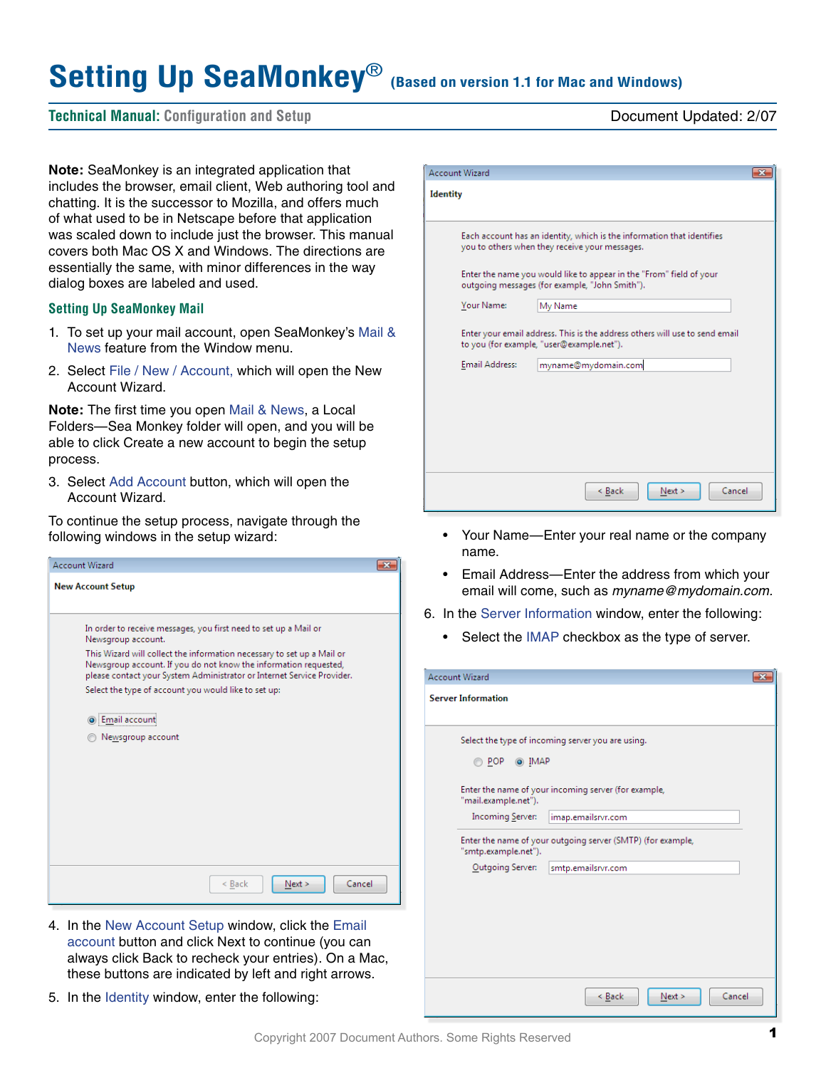# Setting Up SeaMonkey® (Based on version 1.1 for Mac and Windows)

**Technical Manual:** Configuration and Setup — Document Updated: 2/07

**Note:** SeaMonkey is an integrated application that includes the browser, email client, Web authoring tool and chatting. It is the successor to Mozilla, and offers much of what used to be in Netscape before that application was scaled down to include just the browser. This manual covers both Mac OS X and Windows. The directions are essentially the same, with minor differences in the way dialog boxes are labeled and used.

## Setting Up SeaMonkey Mail

1. To set up your mail account, open SeaMonkey's Mail & News feature from the Window menu.
2. Select File / New / Account, which will open the New Account Wizard.

**Note:** The first time you open Mail & News, a Local Folders—Sea Monkey folder will open, and you will be able to click Create a new account to begin the setup process.

3. Select Add Account button, which will open the Account Wizard.

To continue the setup process, navigate through the following windows in the setup wizard:

4. In the New Account Setup window, click the Email account button and click Next to continue (you can always click Back to recheck your entries). On a Mac, these buttons are indicated by left and right arrows.
5. In the Identity window, enter the following:
   - Your Name—Enter your real name or the company name.
   - Email Address—Enter the address from which your email will come, such as *myname@mydomain.com.*
6. In the Server Information window, enter the following:
   - Select the IMAP checkbox as the type of server.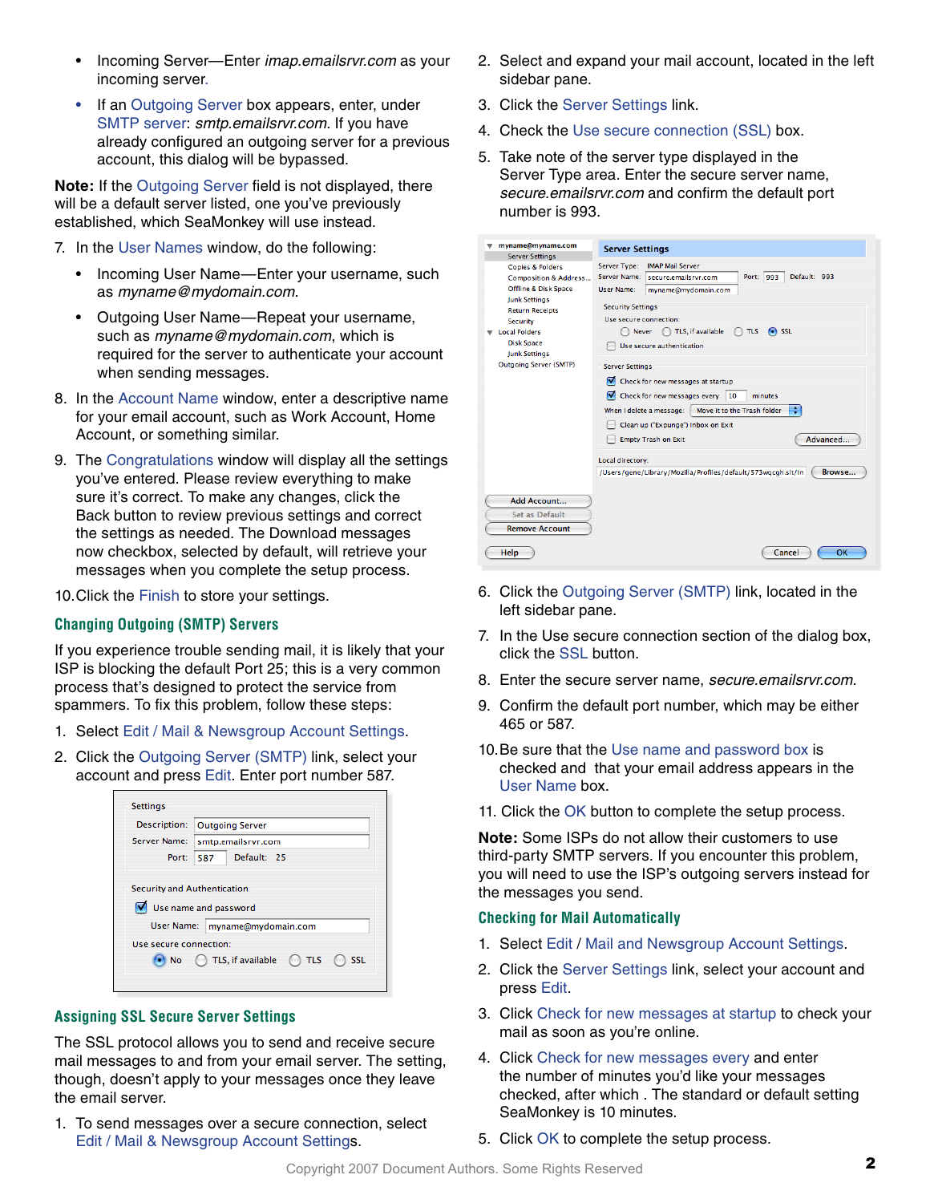- Incoming Server—Enter *imap.emailsrvr.com* as your incoming server.
- If an Outgoing Server box appears, enter, under SMTP server: *smtp.emailsrvr.com.* If you have already configured an outgoing server for a previous account, this dialog will be bypassed.

**Note:** If the Outgoing Server field is not displayed, there will be a default server listed, one you've previously established, which SeaMonkey will use instead.

7. In the User Names window, do the following:
   - Incoming User Name—Enter your username, such as *myname@mydomain.com*.
   - Outgoing User Name—Repeat your username, such as *myname@mydomain.com*, which is required for the server to authenticate your account when sending messages.
8. In the Account Name window, enter a descriptive name for your email account, such as Work Account, Home Account, or something similar.
9. The Congratulations window will display all the settings you've entered. Please review everything to make sure it's correct. To make any changes, click the Back button to review previous settings and correct the settings as needed. The Download messages now checkbox, selected by default, will retrieve your messages when you complete the setup process.
10. Click the Finish to store your settings.

## Changing Outgoing (SMTP) Servers

If you experience trouble sending mail, it is likely that your ISP is blocking the default Port 25; this is a very common process that's designed to protect the service from spammers. To fix this problem, follow these steps:

1. Select Edit / Mail & Newsgroup Account Settings.
2. Click the Outgoing Server (SMTP) link, select your account and press Edit. Enter port number 587.

## Assigning SSL Secure Server Settings

The SSL protocol allows you to send and receive secure mail messages to and from your email server. The setting, though, doesn't apply to your messages once they leave the email server.

1. To send messages over a secure connection, select Edit / Mail & Newsgroup Account Settings.
2. Select and expand your mail account, located in the left sidebar pane.
3. Click the Server Settings link.
4. Check the Use secure connection (SSL) box.
5. Take note of the server type displayed in the Server Type area. Enter the secure server name, *secure.emailsrvr.com* and confirm the default port number is 993.
6. Click the Outgoing Server (SMTP) link, located in the left sidebar pane.
7. In the Use secure connection section of the dialog box, click the SSL button.
8. Enter the secure server name, *secure.emailsrvr.com.*
9. Confirm the default port number, which may be either 465 or 587.
10. Be sure that the Use name and password box is checked and that your email address appears in the User Name box.
11. Click the OK button to complete the setup process.

**Note:** Some ISPs do not allow their customers to use third-party SMTP servers. If you encounter this problem, you will need to use the ISP's outgoing servers instead for the messages you send.

## Checking for Mail Automatically

1. Select Edit / Mail and Newsgroup Account Settings.
2. Click the Server Settings link, select your account and press Edit.
3. Click Check for new messages at startup to check your mail as soon as you're online.
4. Click Check for new messages every and enter the number of minutes you'd like your messages checked, after which . The standard or default setting SeaMonkey is 10 minutes.
5. Click OK to complete the setup process.